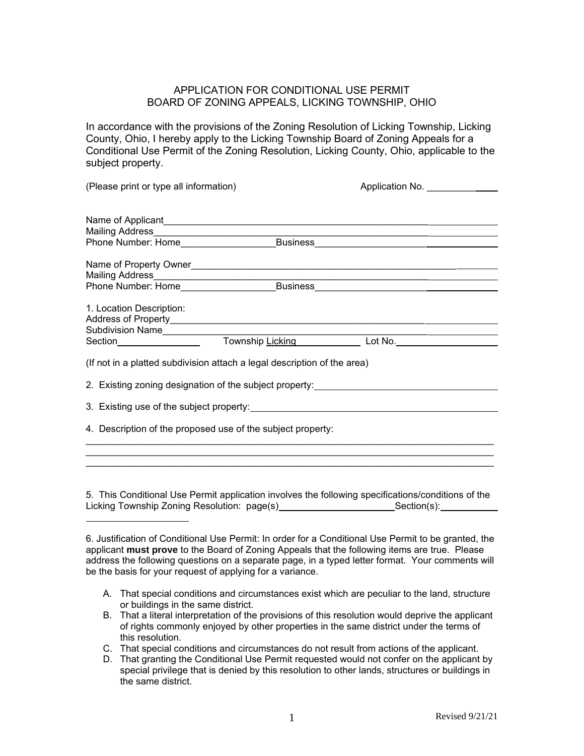# APPLICATION FOR CONDITIONAL USE PERMIT
## BOARD OF ZONING APPEALS, LICKING TOWNSHIP, OHIO

In accordance with the provisions of the Zoning Resolution of Licking Township, Licking County, Ohio, I hereby apply to the Licking Township Board of Zoning Appeals for a Conditional Use Permit of the Zoning Resolution, Licking County, Ohio, applicable to the subject property.

(Please print or type all information) Application No. ______________

Name of Applicant______________________________________________________________
Mailing Address________________________________________________________________
Phone Number: Home__________________ Business__________________________________

Name of Property Owner__________________________________________________________
Mailing Address________________________________________________________________
Phone Number: Home__________________ Business__________________________________

1. Location Description:
Address of Property______________________________________________________________
Subdivision Name_______________________________________________________________
Section________________ Township Licking____________ Lot No.____________________

(If not in a platted subdivision attach a legal description of the area)

2. Existing zoning designation of the subject property:___________________________________

3. Existing use of the subject property:_______________________________________________

4. Description of the proposed use of the subject property:

________________________________________________________________________________
________________________________________________________________________________
________________________________________________________________________________

5. This Conditional Use Permit application involves the following specifications/conditions of the Licking Township Zoning Resolution: page(s)______________________ Section(s):___________

____________________

6. Justification of Conditional Use Permit: In order for a Conditional Use Permit to be granted, the applicant **must prove** to the Board of Zoning Appeals that the following items are true. Please address the following questions on a separate page, in a typed letter format. Your comments will be the basis for your request of applying for a variance.

A. That special conditions and circumstances exist which are peculiar to the land, structure or buildings in the same district.
B. That a literal interpretation of the provisions of this resolution would deprive the applicant of rights commonly enjoyed by other properties in the same district under the terms of this resolution.
C. That special conditions and circumstances do not result from actions of the applicant.
D. That granting the Conditional Use Permit requested would not confer on the applicant by special privilege that is denied by this resolution to other lands, structures or buildings in the same district.

Revised 9/21/21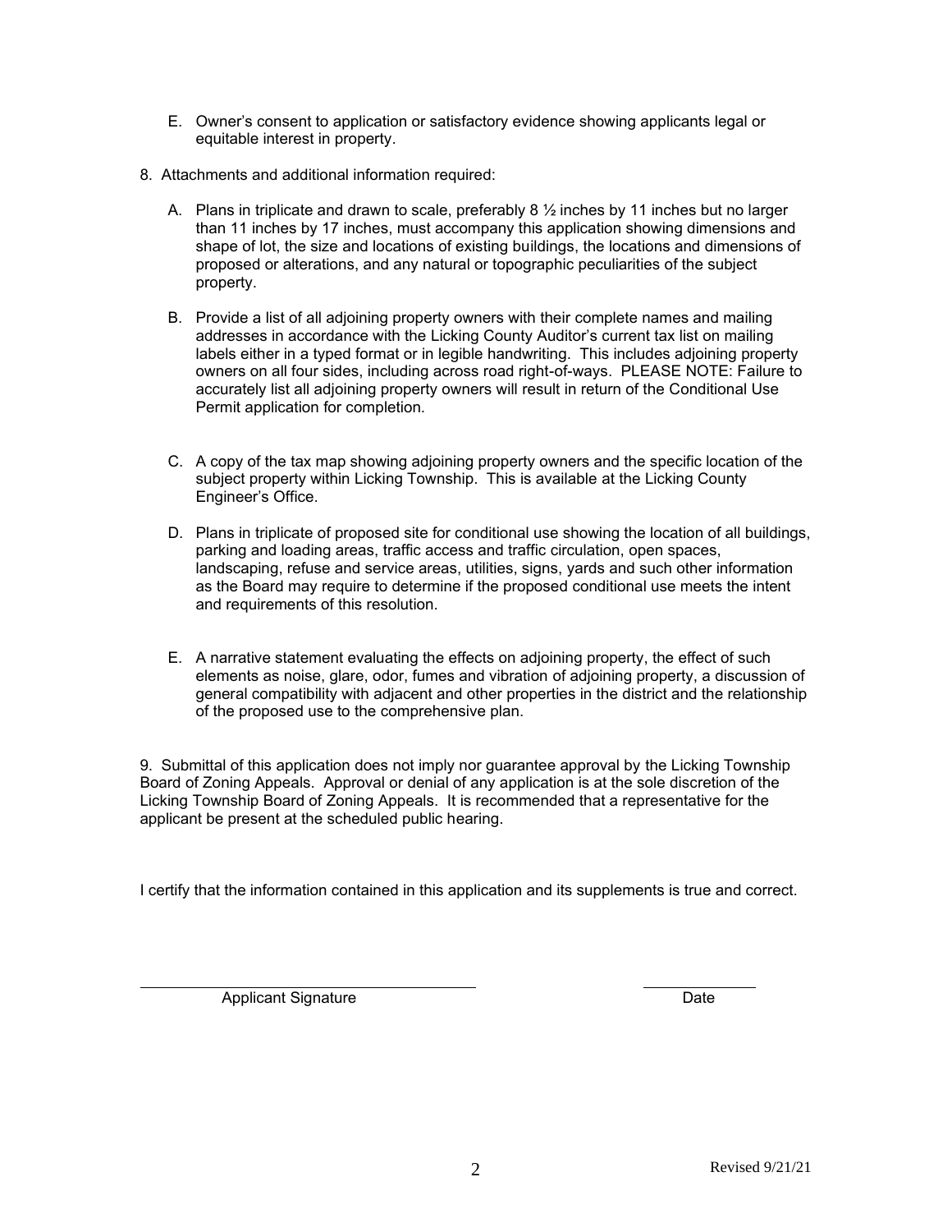E. Owner's consent to application or satisfactory evidence showing applicants legal or equitable interest in property.

8. Attachments and additional information required:

   A. Plans in triplicate and drawn to scale, preferably 8 ½ inches by 11 inches but no larger than 11 inches by 17 inches, must accompany this application showing dimensions and shape of lot, the size and locations of existing buildings, the locations and dimensions of proposed or alterations, and any natural or topographic peculiarities of the subject property.

   B. Provide a list of all adjoining property owners with their complete names and mailing addresses in accordance with the Licking County Auditor's current tax list on mailing labels either in a typed format or in legible handwriting. This includes adjoining property owners on all four sides, including across road right-of-ways. PLEASE NOTE: Failure to accurately list all adjoining property owners will result in return of the Conditional Use Permit application for completion.

   C. A copy of the tax map showing adjoining property owners and the specific location of the subject property within Licking Township. This is available at the Licking County Engineer's Office.

   D. Plans in triplicate of proposed site for conditional use showing the location of all buildings, parking and loading areas, traffic access and traffic circulation, open spaces, landscaping, refuse and service areas, utilities, signs, yards and such other information as the Board may require to determine if the proposed conditional use meets the intent and requirements of this resolution.

   E. A narrative statement evaluating the effects on adjoining property, the effect of such elements as noise, glare, odor, fumes and vibration of adjoining property, a discussion of general compatibility with adjacent and other properties in the district and the relationship of the proposed use to the comprehensive plan.

9. Submittal of this application does not imply nor guarantee approval by the Licking Township Board of Zoning Appeals. Approval or denial of any application is at the sole discretion of the Licking Township Board of Zoning Appeals. It is recommended that a representative for the applicant be present at the scheduled public hearing.

I certify that the information contained in this application and its supplements is true and correct.

\_\_\_\_\_\_\_\_\_\_\_\_\_\_\_\_\_\_\_\_\_\_\_\_\_\_\_\_\_\_\_\_\_\_\_\_ \_\_\_\_\_\_\_\_\_\_\_\_

Applicant Signature Date

Revised 9/21/21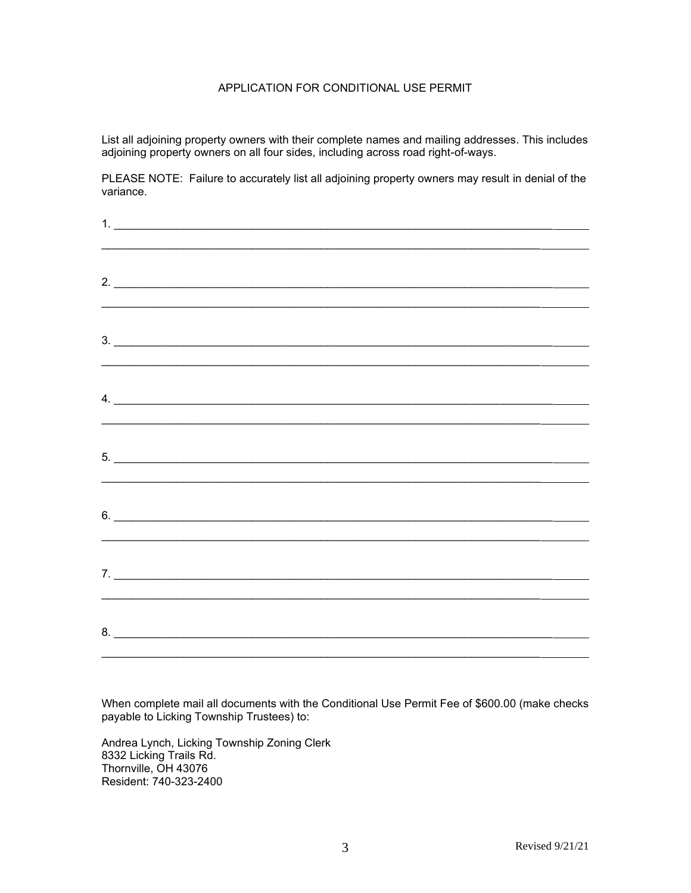# APPLICATION FOR CONDITIONAL USE PERMIT

List all adjoining property owners with their complete names and mailing addresses. This includes adjoining property owners on all four sides, including across road right-of-ways.

PLEASE NOTE: Failure to accurately list all adjoining property owners may result in denial of the variance.

1. ______________________________________________________________________________

______________________________________________________________________________

2. ______________________________________________________________________________

______________________________________________________________________________

3. ______________________________________________________________________________

______________________________________________________________________________

4. ______________________________________________________________________________

______________________________________________________________________________

5. ______________________________________________________________________________

______________________________________________________________________________

6. ______________________________________________________________________________

______________________________________________________________________________

7. ______________________________________________________________________________

______________________________________________________________________________

8. ______________________________________________________________________________

______________________________________________________________________________

When complete mail all documents with the Conditional Use Permit Fee of $600.00 (make checks payable to Licking Township Trustees) to:

Andrea Lynch, Licking Township Zoning Clerk
8332 Licking Trails Rd.
Thornville, OH 43076
Resident: 740-323-2400

Revised 9/21/21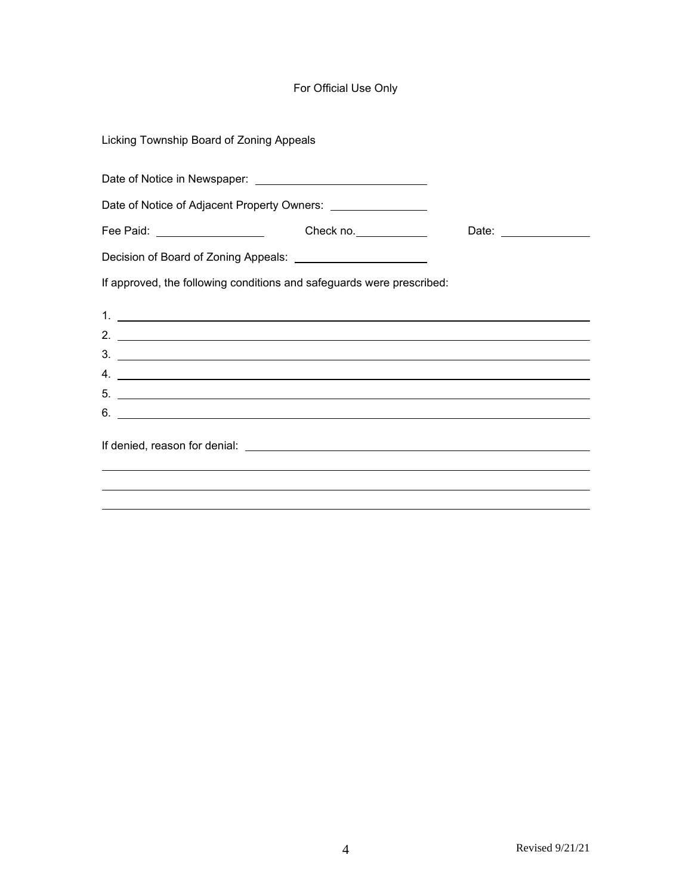For Official Use Only

Licking Township Board of Zoning Appeals

Date of Notice in Newspaper: ____________________________

Date of Notice of Adjacent Property Owners: ________________

Fee Paid: __________________ Check no.____________ Date: _______________

Decision of Board of Zoning Appeals: ______________________

If approved, the following conditions and safeguards were prescribed:

1. ________________________________________________________________________
2. ________________________________________________________________________
3. ________________________________________________________________________
4. ________________________________________________________________________
5. ________________________________________________________________________
6. ________________________________________________________________________

If denied, reason for denial: ______________________________________________

___________________________________________________________________________

___________________________________________________________________________

___________________________________________________________________________

Revised 9/21/21